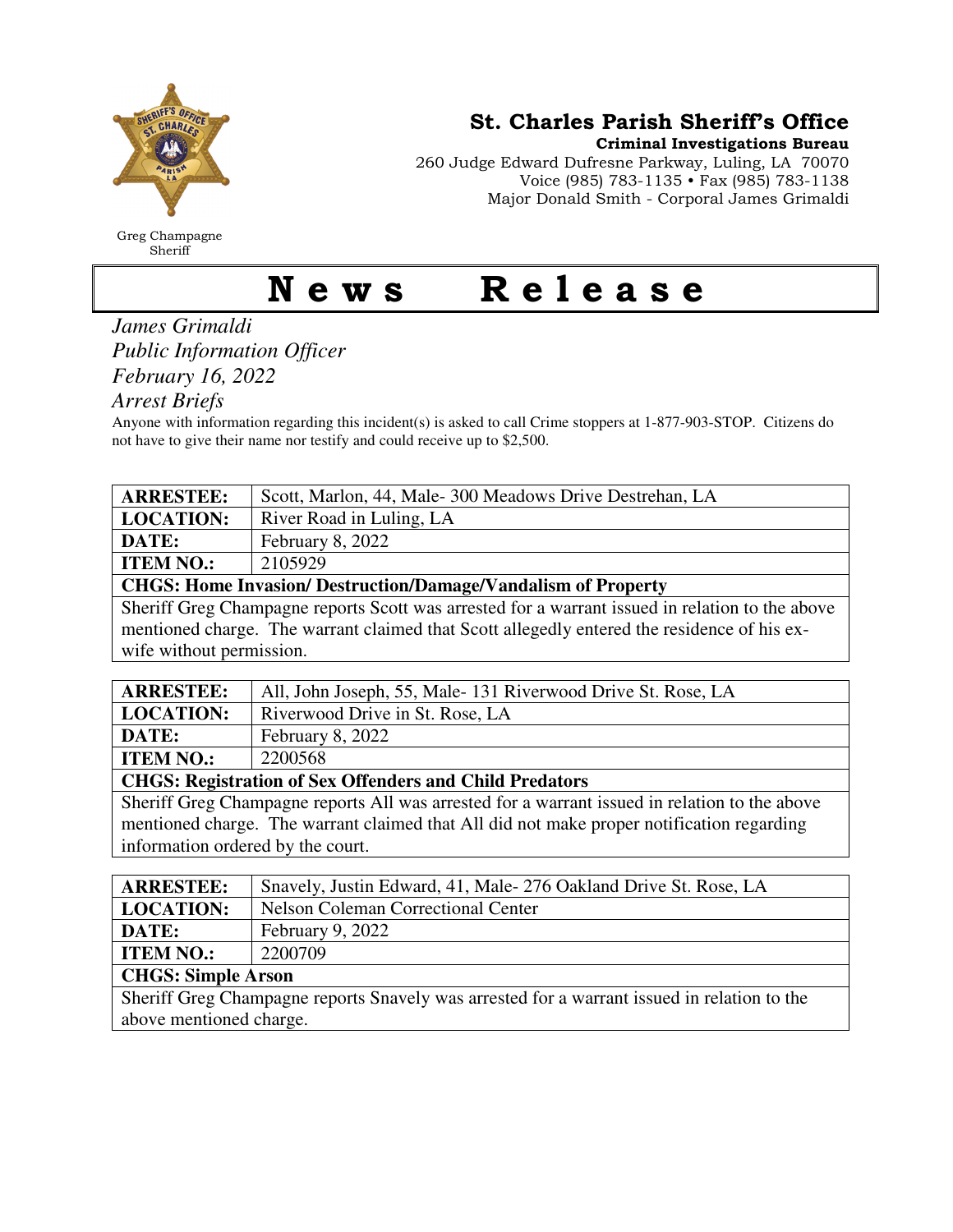Greg Champagne
Sheriff

## St. Charles Parish Sheriff's Office

**Criminal Investigations Bureau**
260 Judge Edward Dufresne Parkway, Luling, LA 70070
Voice (985) 783-1135 • Fax (985) 783-1138
Major Donald Smith - Corporal James Grimaldi

# News Release

*James Grimaldi*
*Public Information Officer*
*February 16, 2022*
*Arrest Briefs*

Anyone with information regarding this incident(s) is asked to call Crime stoppers at 1-877-903-STOP. Citizens do not have to give their name nor testify and could receive up to $2,500.

| **ARRESTEE:** | Scott, Marlon, 44, Male- 300 Meadows Drive Destrehan, LA |
|---|---|
| **LOCATION:** | River Road in Luling, LA |
| **DATE:** | February 8, 2022 |
| **ITEM NO.:** | 2105929 |
| **CHGS: Home Invasion/ Destruction/Damage/Vandalism of Property** | |
| Sheriff Greg Champagne reports Scott was arrested for a warrant issued in relation to the above mentioned charge. The warrant claimed that Scott allegedly entered the residence of his ex-wife without permission. | |

| **ARRESTEE:** | All, John Joseph, 55, Male- 131 Riverwood Drive St. Rose, LA |
|---|---|
| **LOCATION:** | Riverwood Drive in St. Rose, LA |
| **DATE:** | February 8, 2022 |
| **ITEM NO.:** | 2200568 |
| **CHGS: Registration of Sex Offenders and Child Predators** | |
| Sheriff Greg Champagne reports All was arrested for a warrant issued in relation to the above mentioned charge. The warrant claimed that All did not make proper notification regarding information ordered by the court. | |

| **ARRESTEE:** | Snavely, Justin Edward, 41, Male- 276 Oakland Drive St. Rose, LA |
|---|---|
| **LOCATION:** | Nelson Coleman Correctional Center |
| **DATE:** | February 9, 2022 |
| **ITEM NO.:** | 2200709 |
| **CHGS: Simple Arson** | |
| Sheriff Greg Champagne reports Snavely was arrested for a warrant issued in relation to the above mentioned charge. | |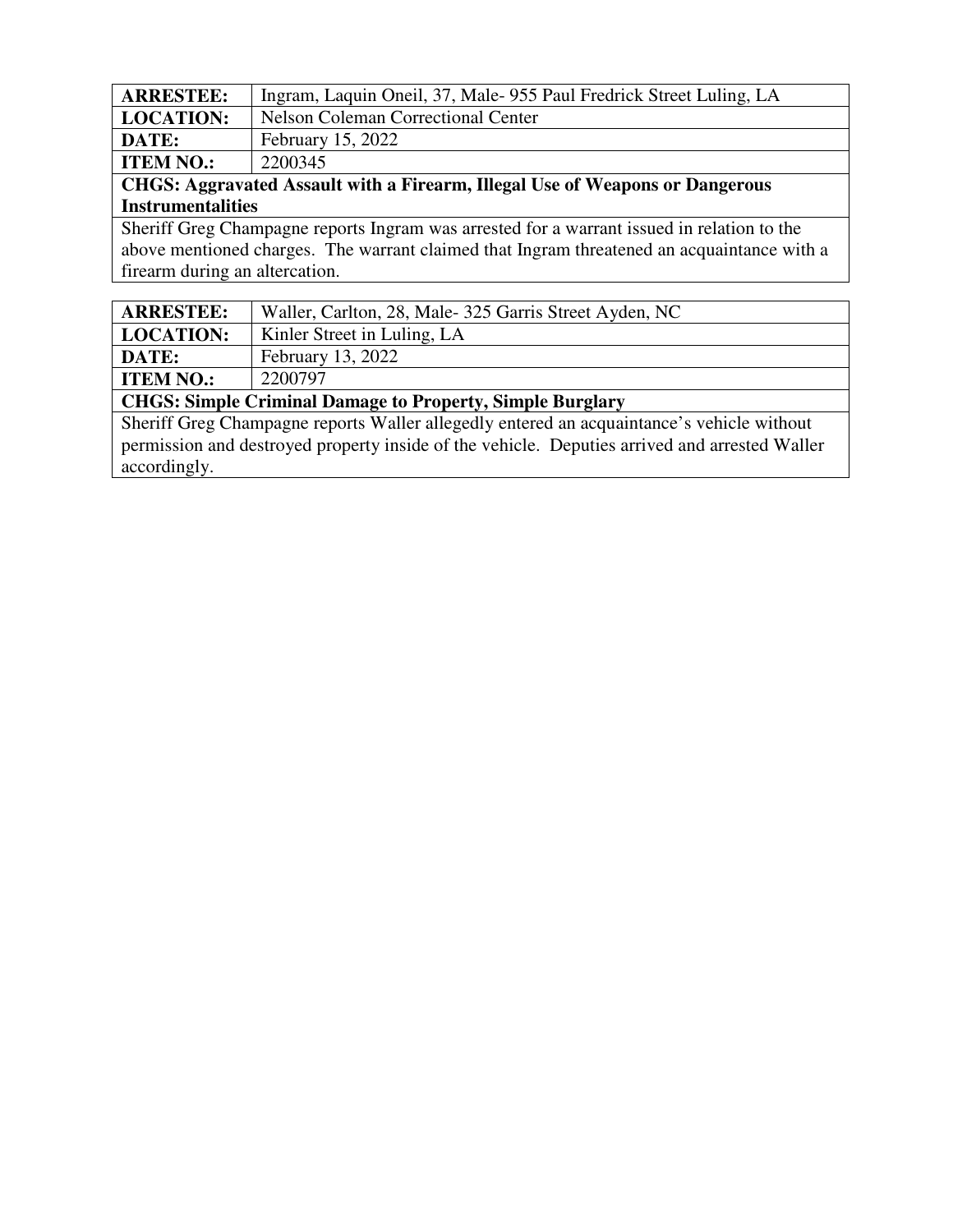| | |
|---|---|
| **ARRESTEE:** | Ingram, Laquin Oneil, 37, Male- 955 Paul Fredrick Street Luling, LA |
| **LOCATION:** | Nelson Coleman Correctional Center |
| **DATE:** | February 15, 2022 |
| **ITEM NO.:** | 2200345 |

**CHGS: Aggravated Assault with a Firearm, Illegal Use of Weapons or Dangerous Instrumentalities**

Sheriff Greg Champagne reports Ingram was arrested for a warrant issued in relation to the above mentioned charges. The warrant claimed that Ingram threatened an acquaintance with a firearm during an altercation.

| | |
|---|---|
| **ARRESTEE:** | Waller, Carlton, 28, Male- 325 Garris Street Ayden, NC |
| **LOCATION:** | Kinler Street in Luling, LA |
| **DATE:** | February 13, 2022 |
| **ITEM NO.:** | 2200797 |

**CHGS: Simple Criminal Damage to Property, Simple Burglary**

Sheriff Greg Champagne reports Waller allegedly entered an acquaintance's vehicle without permission and destroyed property inside of the vehicle. Deputies arrived and arrested Waller accordingly.